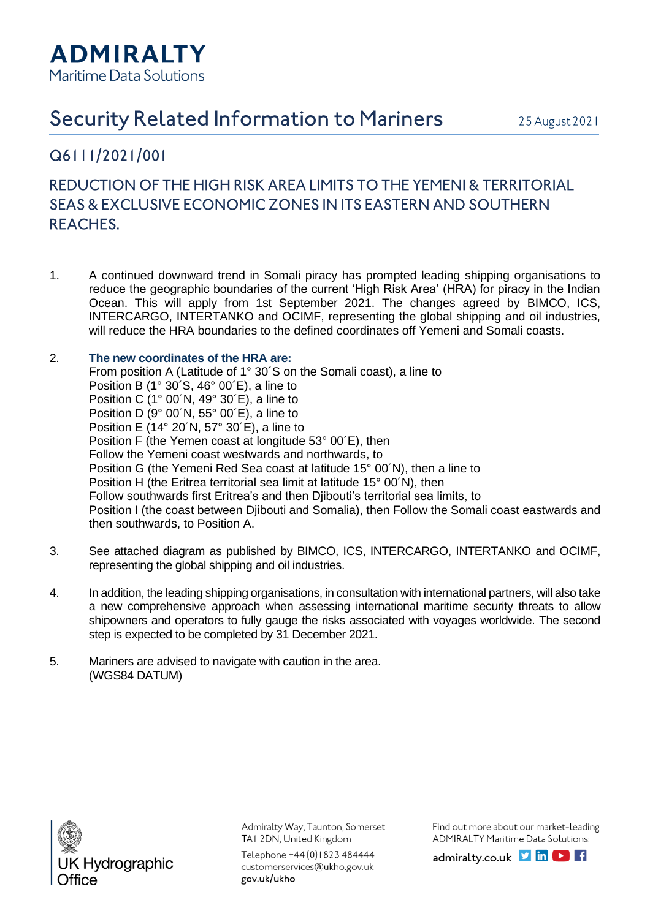# ADMIRALTY
Maritime Data Solutions

## Security Related Information to Mariners

25 August 2021

### Q6111/2021/001

### REDUCTION OF THE HIGH RISK AREA LIMITS TO THE YEMENI & TERRITORIAL SEAS & EXCLUSIVE ECONOMIC ZONES IN ITS EASTERN AND SOUTHERN REACHES.

1. A continued downward trend in Somali piracy has prompted leading shipping organisations to reduce the geographic boundaries of the current 'High Risk Area' (HRA) for piracy in the Indian Ocean. This will apply from 1st September 2021. The changes agreed by BIMCO, ICS, INTERCARGO, INTERTANKO and OCIMF, representing the global shipping and oil industries, will reduce the HRA boundaries to the defined coordinates off Yemeni and Somali coasts.

2. **The new coordinates of the HRA are:**
   From position A (Latitude of 1° 30´S on the Somali coast), a line to
   Position B (1° 30´S, 46° 00´E), a line to
   Position C (1° 00´N, 49° 30´E), a line to
   Position D (9° 00´N, 55° 00´E), a line to
   Position E (14° 20´N, 57° 30´E), a line to
   Position F (the Yemen coast at longitude 53° 00´E), then
   Follow the Yemeni coast westwards and northwards, to
   Position G (the Yemeni Red Sea coast at latitude 15° 00´N), then a line to
   Position H (the Eritrea territorial sea limit at latitude 15° 00´N), then
   Follow southwards first Eritrea's and then Djibouti's territorial sea limits, to
   Position I (the coast between Djibouti and Somalia), then Follow the Somali coast eastwards and then southwards, to Position A.

3. See attached diagram as published by BIMCO, ICS, INTERCARGO, INTERTANKO and OCIMF, representing the global shipping and oil industries.

4. In addition, the leading shipping organisations, in consultation with international partners, will also take a new comprehensive approach when assessing international maritime security threats to allow shipowners and operators to fully gauge the risks associated with voyages worldwide. The second step is expected to be completed by 31 December 2021.

5. Mariners are advised to navigate with caution in the area.
   (WGS84 DATUM)

UK Hydrographic Office

Admiralty Way, Taunton, Somerset
TA1 2DN, United Kingdom
Telephone +44 (0)1823 484444
customerservices@ukho.gov.uk
gov.uk/ukho

Find out more about our market-leading ADMIRALTY Maritime Data Solutions:
admiralty.co.uk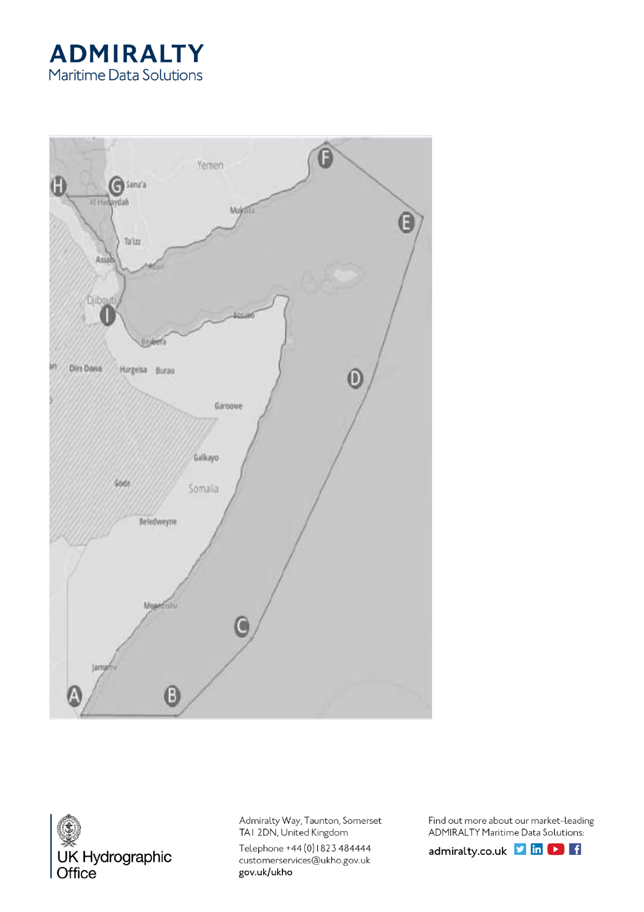ADMIRALTY
Maritime Data Solutions

Yemen
Sana'a
Al Hudaydah
Mukalla
Ta'izz
Assab
Aden
Djibouti
Bosaso
Berbera
Dire Dawa
Hargeisa
Burao
Garoowe
Galkayo
Gode
Somalia
Beledweyne
Mogadishu
Jamame
A
B
C
D
E
F
G
H
I

UK Hydrographic Office

Admiralty Way, Taunton, Somerset
TA1 2DN, United Kingdom

Telephone +44 (0)1823 484444
customerservices@ukho.gov.uk
gov.uk/ukho

Find out more about our market-leading ADMIRALTY Maritime Data Solutions:

admiralty.co.uk